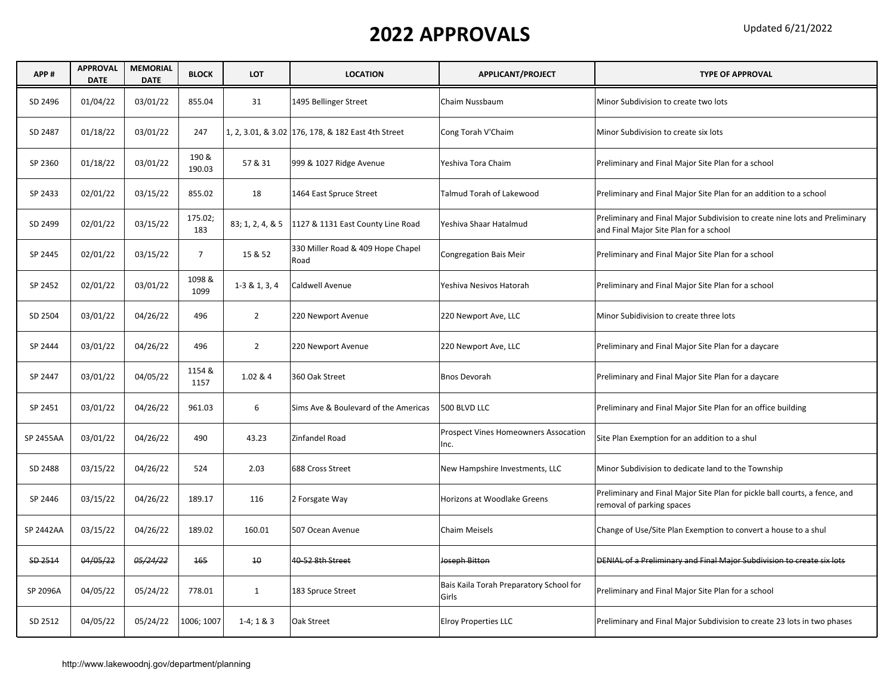# 2022 APPROVALS

Updated 6/21/2022

| APP # | APPROVAL DATE | MEMORIAL DATE | BLOCK | LOT | LOCATION | APPLICANT/PROJECT | TYPE OF APPROVAL |
|---|---|---|---|---|---|---|---|
| SD 2496 | 01/04/22 | 03/01/22 | 855.04 | 31 | 1495 Bellinger Street | Chaim Nussbaum | Minor Subdivision to create two lots |
| SD 2487 | 01/18/22 | 03/01/22 | 247 | 1, 2, 3.01, & 3.02 | 176, 178, & 182 East 4th Street | Cong Torah V'Chaim | Minor Subdivision to create six lots |
| SP 2360 | 01/18/22 | 03/01/22 | 190 & 190.03 | 57 & 31 | 999 & 1027 Ridge Avenue | Yeshiva Tora Chaim | Preliminary and Final Major Site Plan for a school |
| SP 2433 | 02/01/22 | 03/15/22 | 855.02 | 18 | 1464 East Spruce Street | Talmud Torah of Lakewood | Preliminary and Final Major Site Plan for an addition to a school |
| SD 2499 | 02/01/22 | 03/15/22 | 175.02; 183 | 83; 1, 2, 4, & 5 | 1127 & 1131 East County Line Road | Yeshiva Shaar Hatalmud | Preliminary and Final Major Subdivision to create nine lots and Preliminary and Final Major Site Plan for a school |
| SP 2445 | 02/01/22 | 03/15/22 | 7 | 15 & 52 | 330 Miller Road & 409 Hope Chapel Road | Congregation Bais Meir | Preliminary and Final Major Site Plan for a school |
| SP 2452 | 02/01/22 | 03/01/22 | 1098 & 1099 | 1-3 & 1, 3, 4 | Caldwell Avenue | Yeshiva Nesivos Hatorah | Preliminary and Final Major Site Plan for a school |
| SD 2504 | 03/01/22 | 04/26/22 | 496 | 2 | 220 Newport Avenue | 220 Newport Ave, LLC | Minor Subidivision to create three lots |
| SP 2444 | 03/01/22 | 04/26/22 | 496 | 2 | 220 Newport Avenue | 220 Newport Ave, LLC | Preliminary and Final Major Site Plan for a daycare |
| SP 2447 | 03/01/22 | 04/05/22 | 1154 & 1157 | 1.02 & 4 | 360 Oak Street | Bnos Devorah | Preliminary and Final Major Site Plan for a daycare |
| SP 2451 | 03/01/22 | 04/26/22 | 961.03 | 6 | Sims Ave & Boulevard of the Americas | 500 BLVD LLC | Preliminary and Final Major Site Plan for an office building |
| SP 2455AA | 03/01/22 | 04/26/22 | 490 | 43.23 | Zinfandel Road | Prospect Vines Homeowners Assocation Inc. | Site Plan Exemption for an addition to a shul |
| SD 2488 | 03/15/22 | 04/26/22 | 524 | 2.03 | 688 Cross Street | New Hampshire Investments, LLC | Minor Subdivision to dedicate land to the Township |
| SP 2446 | 03/15/22 | 04/26/22 | 189.17 | 116 | 2 Forsgate Way | Horizons at Woodlake Greens | Preliminary and Final Major Site Plan for pickle ball courts, a fence, and removal of parking spaces |
| SP 2442AA | 03/15/22 | 04/26/22 | 189.02 | 160.01 | 507 Ocean Avenue | Chaim Meisels | Change of Use/Site Plan Exemption to convert a house to a shul |
| ~~SD 2514~~ | ~~04/05/22~~ | ~~*05/24/22*~~ | ~~165~~ | ~~10~~ | ~~40-52 8th Street~~ | ~~Joseph Bitton~~ | ~~DENIAL of a Preliminary and Final Major Subdivision to create six lots~~ |
| SP 2096A | 04/05/22 | 05/24/22 | 778.01 | 1 | 183 Spruce Street | Bais Kaila Torah Preparatory School for Girls | Preliminary and Final Major Site Plan for a school |
| SD 2512 | 04/05/22 | 05/24/22 | 1006; 1007 | 1-4; 1 & 3 | Oak Street | Elroy Properties LLC | Preliminary and Final Major Subdivision to create 23 lots in two phases |

http://www.lakewoodnj.gov/department/planning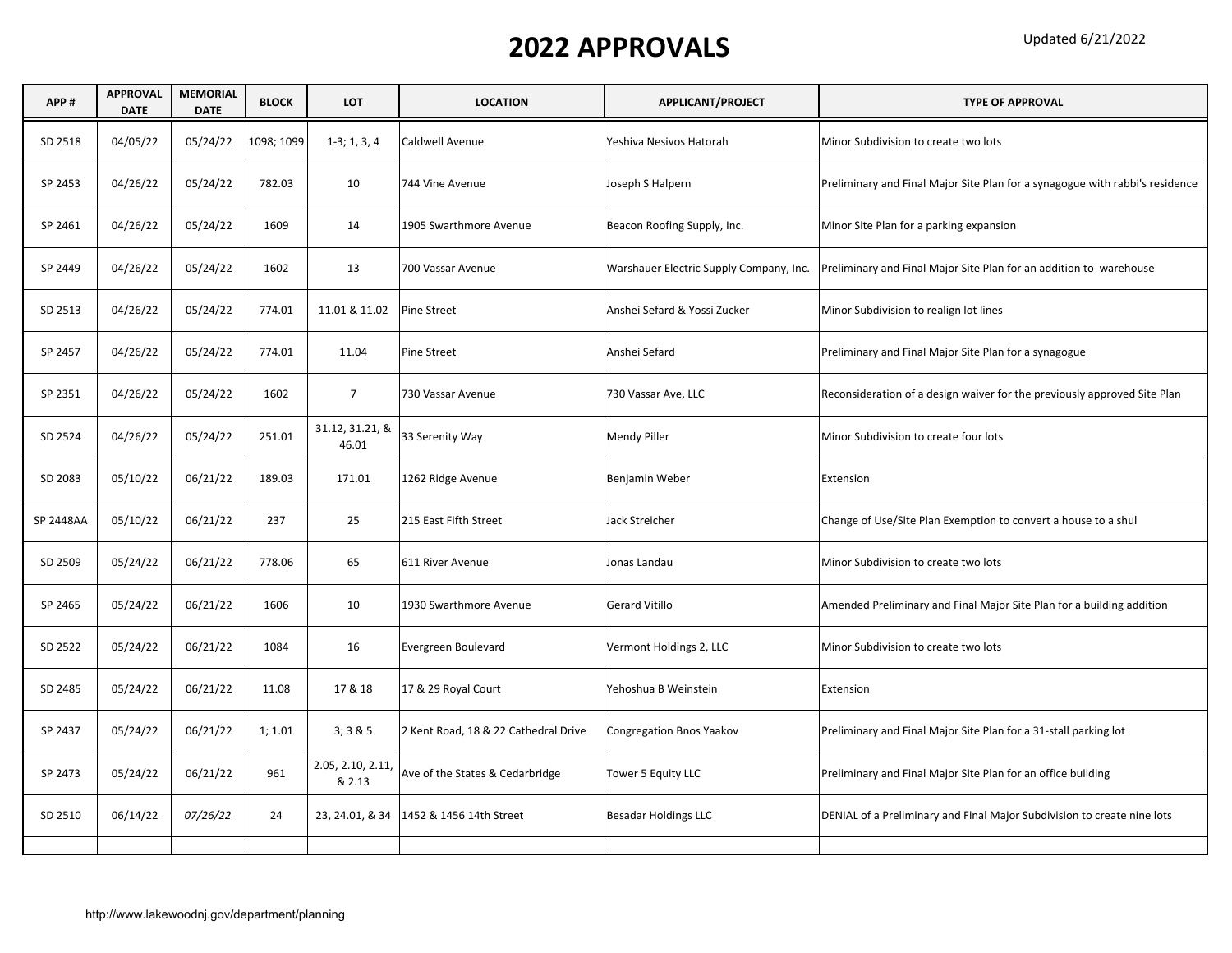# 2022 APPROVALS

Updated 6/21/2022

| APP # | APPROVAL DATE | MEMORIAL DATE | BLOCK | LOT | LOCATION | APPLICANT/PROJECT | TYPE OF APPROVAL |
|---|---|---|---|---|---|---|---|
| SD 2518 | 04/05/22 | 05/24/22 | 1098; 1099 | 1-3; 1, 3, 4 | Caldwell Avenue | Yeshiva Nesivos Hatorah | Minor Subdivision to create two lots |
| SP 2453 | 04/26/22 | 05/24/22 | 782.03 | 10 | 744 Vine Avenue | Joseph S Halpern | Preliminary and Final Major Site Plan for a synagogue with rabbi's residence |
| SP 2461 | 04/26/22 | 05/24/22 | 1609 | 14 | 1905 Swarthmore Avenue | Beacon Roofing Supply, Inc. | Minor Site Plan for a parking expansion |
| SP 2449 | 04/26/22 | 05/24/22 | 1602 | 13 | 700 Vassar Avenue | Warshauer Electric Supply Company, Inc. | Preliminary and Final Major Site Plan for an addition to warehouse |
| SD 2513 | 04/26/22 | 05/24/22 | 774.01 | 11.01 & 11.02 | Pine Street | Anshei Sefard & Yossi Zucker | Minor Subdivision to realign lot lines |
| SP 2457 | 04/26/22 | 05/24/22 | 774.01 | 11.04 | Pine Street | Anshei Sefard | Preliminary and Final Major Site Plan for a synagogue |
| SP 2351 | 04/26/22 | 05/24/22 | 1602 | 7 | 730 Vassar Avenue | 730 Vassar Ave, LLC | Reconsideration of a design waiver for the previously approved Site Plan |
| SD 2524 | 04/26/22 | 05/24/22 | 251.01 | 31.12, 31.21, & 46.01 | 33 Serenity Way | Mendy Piller | Minor Subdivision to create four lots |
| SD 2083 | 05/10/22 | 06/21/22 | 189.03 | 171.01 | 1262 Ridge Avenue | Benjamin Weber | Extension |
| SP 2448AA | 05/10/22 | 06/21/22 | 237 | 25 | 215 East Fifth Street | Jack Streicher | Change of Use/Site Plan Exemption to convert a house to a shul |
| SD 2509 | 05/24/22 | 06/21/22 | 778.06 | 65 | 611 River Avenue | Jonas Landau | Minor Subdivision to create two lots |
| SP 2465 | 05/24/22 | 06/21/22 | 1606 | 10 | 1930 Swarthmore Avenue | Gerard Vitillo | Amended Preliminary and Final Major Site Plan for a building addition |
| SD 2522 | 05/24/22 | 06/21/22 | 1084 | 16 | Evergreen Boulevard | Vermont Holdings 2, LLC | Minor Subdivision to create two lots |
| SD 2485 | 05/24/22 | 06/21/22 | 11.08 | 17 & 18 | 17 & 29 Royal Court | Yehoshua B Weinstein | Extension |
| SP 2437 | 05/24/22 | 06/21/22 | 1; 1.01 | 3; 3 & 5 | 2 Kent Road, 18 & 22 Cathedral Drive | Congregation Bnos Yaakov | Preliminary and Final Major Site Plan for a 31-stall parking lot |
| SP 2473 | 05/24/22 | 06/21/22 | 961 | 2.05, 2.10, 2.11, & 2.13 | Ave of the States & Cedarbridge | Tower 5 Equity LLC | Preliminary and Final Major Site Plan for an office building |
| ~~SD 2510~~ | ~~06/14/22~~ | ~~07/26/22~~ | ~~24~~ | ~~23, 24.01, & 34~~ | ~~1452 & 1456 14th Street~~ | ~~Besadar Holdings LLC~~ | ~~DENIAL of a Preliminary and Final Major Subdivision to create nine lots~~ |
| | | | | | | | |

http://www.lakewoodnj.gov/department/planning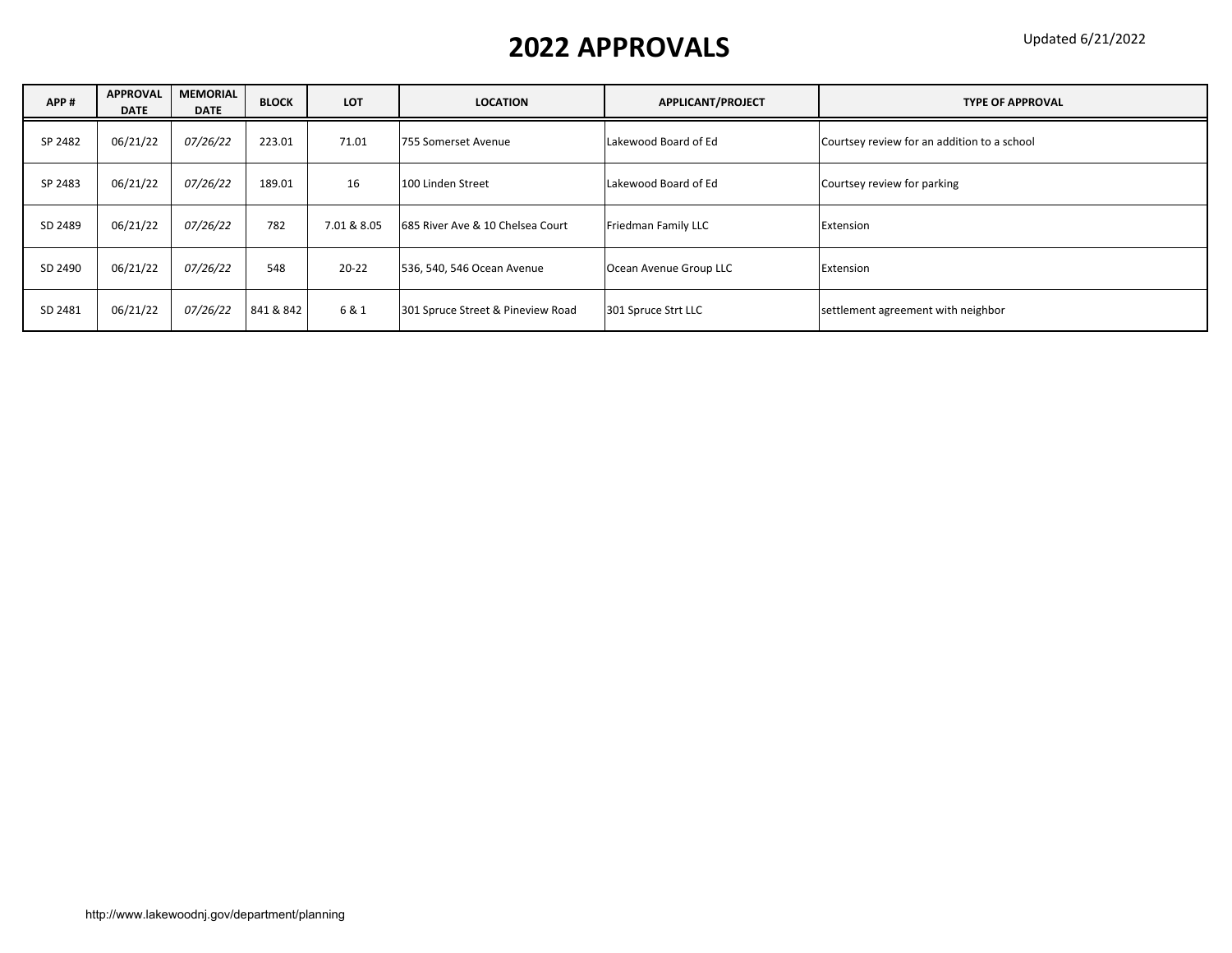# 2022 APPROVALS

Updated 6/21/2022

| APP # | APPROVAL DATE | MEMORIAL DATE | BLOCK | LOT | LOCATION | APPLICANT/PROJECT | TYPE OF APPROVAL |
|---|---|---|---|---|---|---|---|
| SP 2482 | 06/21/22 | *07/26/22* | 223.01 | 71.01 | 755 Somerset Avenue | Lakewood Board of Ed | Courtsey review for an addition to a school |
| SP 2483 | 06/21/22 | *07/26/22* | 189.01 | 16 | 100 Linden Street | Lakewood Board of Ed | Courtsey review for parking |
| SD 2489 | 06/21/22 | *07/26/22* | 782 | 7.01 & 8.05 | 685 River Ave & 10 Chelsea Court | Friedman Family LLC | Extension |
| SD 2490 | 06/21/22 | *07/26/22* | 548 | 20-22 | 536, 540, 546 Ocean Avenue | Ocean Avenue Group LLC | Extension |
| SD 2481 | 06/21/22 | *07/26/22* | 841 & 842 | 6 & 1 | 301 Spruce Street & Pineview Road | 301 Spruce Strt LLC | settlement agreement with neighbor |

http://www.lakewoodnj.gov/department/planning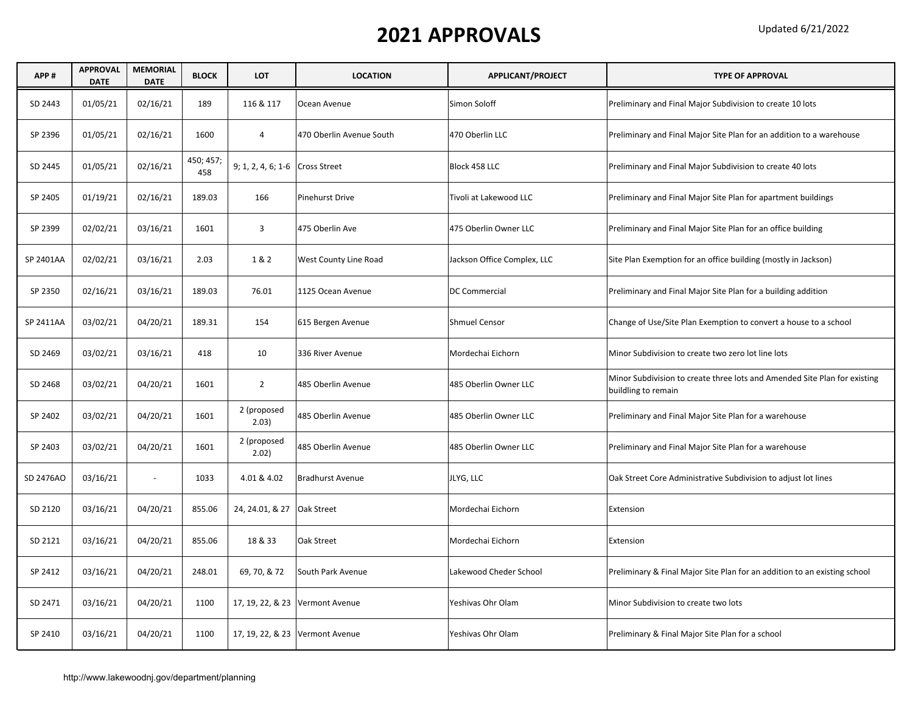# 2021 APPROVALS

Updated 6/21/2022

| APP # | APPROVAL DATE | MEMORIAL DATE | BLOCK | LOT | LOCATION | APPLICANT/PROJECT | TYPE OF APPROVAL |
|---|---|---|---|---|---|---|---|
| SD 2443 | 01/05/21 | 02/16/21 | 189 | 116 & 117 | Ocean Avenue | Simon Soloff | Preliminary and Final Major Subdivision to create 10 lots |
| SP 2396 | 01/05/21 | 02/16/21 | 1600 | 4 | 470 Oberlin Avenue South | 470 Oberlin LLC | Preliminary and Final Major Site Plan for an addition to a warehouse |
| SD 2445 | 01/05/21 | 02/16/21 | 450; 457; 458 | 9; 1, 2, 4, 6; 1-6 | Cross Street | Block 458 LLC | Preliminary and Final Major Subdivision to create 40 lots |
| SP 2405 | 01/19/21 | 02/16/21 | 189.03 | 166 | Pinehurst Drive | Tivoli at Lakewood LLC | Preliminary and Final Major Site Plan for apartment buildings |
| SP 2399 | 02/02/21 | 03/16/21 | 1601 | 3 | 475 Oberlin Ave | 475 Oberlin Owner LLC | Preliminary and Final Major Site Plan for an office building |
| SP 2401AA | 02/02/21 | 03/16/21 | 2.03 | 1 & 2 | West County Line Road | Jackson Office Complex, LLC | Site Plan Exemption for an office building (mostly in Jackson) |
| SP 2350 | 02/16/21 | 03/16/21 | 189.03 | 76.01 | 1125 Ocean Avenue | DC Commercial | Preliminary and Final Major Site Plan for a building addition |
| SP 2411AA | 03/02/21 | 04/20/21 | 189.31 | 154 | 615 Bergen Avenue | Shmuel Censor | Change of Use/Site Plan Exemption to convert a house to a school |
| SD 2469 | 03/02/21 | 03/16/21 | 418 | 10 | 336 River Avenue | Mordechai Eichorn | Minor Subdivision to create two zero lot line lots |
| SD 2468 | 03/02/21 | 04/20/21 | 1601 | 2 | 485 Oberlin Avenue | 485 Oberlin Owner LLC | Minor Subdivision to create three lots and Amended Site Plan for existing buildling to remain |
| SP 2402 | 03/02/21 | 04/20/21 | 1601 | 2 (proposed 2.03) | 485 Oberlin Avenue | 485 Oberlin Owner LLC | Preliminary and Final Major Site Plan for a warehouse |
| SP 2403 | 03/02/21 | 04/20/21 | 1601 | 2 (proposed 2.02) | 485 Oberlin Avenue | 485 Oberlin Owner LLC | Preliminary and Final Major Site Plan for a warehouse |
| SD 2476AO | 03/16/21 | - | 1033 | 4.01 & 4.02 | Bradhurst Avenue | JLYG, LLC | Oak Street Core Administrative Subdivision to adjust lot lines |
| SD 2120 | 03/16/21 | 04/20/21 | 855.06 | 24, 24.01, & 27 | Oak Street | Mordechai Eichorn | Extension |
| SD 2121 | 03/16/21 | 04/20/21 | 855.06 | 18 & 33 | Oak Street | Mordechai Eichorn | Extension |
| SP 2412 | 03/16/21 | 04/20/21 | 248.01 | 69, 70, & 72 | South Park Avenue | Lakewood Cheder School | Preliminary & Final Major Site Plan for an addition to an existing school |
| SD 2471 | 03/16/21 | 04/20/21 | 1100 | 17, 19, 22, & 23 | Vermont Avenue | Yeshivas Ohr Olam | Minor Subdivision to create two lots |
| SP 2410 | 03/16/21 | 04/20/21 | 1100 | 17, 19, 22, & 23 | Vermont Avenue | Yeshivas Ohr Olam | Preliminary & Final Major Site Plan for a school |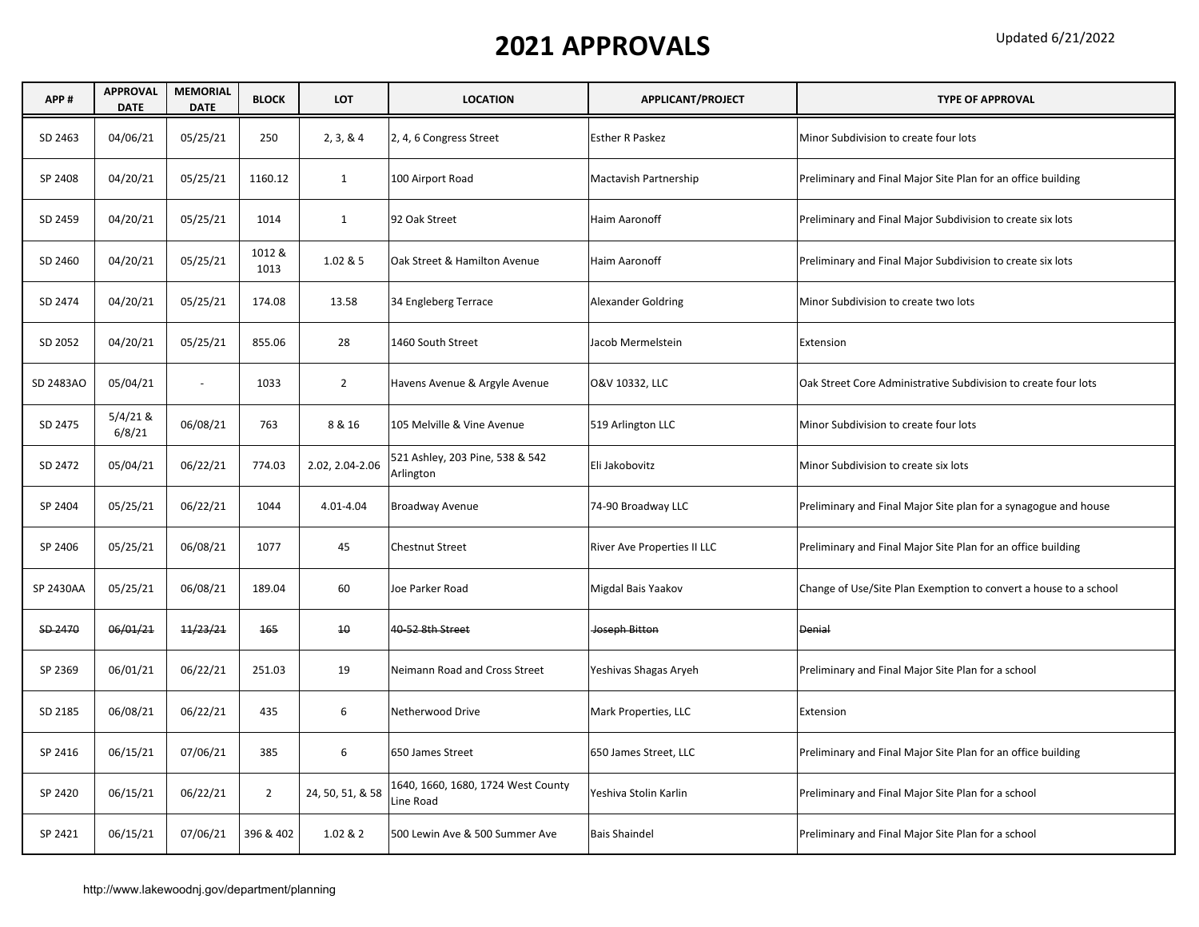# 2021 APPROVALS

Updated 6/21/2022

| APP # | APPROVAL DATE | MEMORIAL DATE | BLOCK | LOT | LOCATION | APPLICANT/PROJECT | TYPE OF APPROVAL |
|---|---|---|---|---|---|---|---|
| SD 2463 | 04/06/21 | 05/25/21 | 250 | 2, 3, & 4 | 2, 4, 6 Congress Street | Esther R Paskez | Minor Subdivision to create four lots |
| SP 2408 | 04/20/21 | 05/25/21 | 1160.12 | 1 | 100 Airport Road | Mactavish Partnership | Preliminary and Final Major Site Plan for an office building |
| SD 2459 | 04/20/21 | 05/25/21 | 1014 | 1 | 92 Oak Street | Haim Aaronoff | Preliminary and Final Major Subdivision to create six lots |
| SD 2460 | 04/20/21 | 05/25/21 | 1012 & 1013 | 1.02 & 5 | Oak Street & Hamilton Avenue | Haim Aaronoff | Preliminary and Final Major Subdivision to create six lots |
| SD 2474 | 04/20/21 | 05/25/21 | 174.08 | 13.58 | 34 Engleberg Terrace | Alexander Goldring | Minor Subdivision to create two lots |
| SD 2052 | 04/20/21 | 05/25/21 | 855.06 | 28 | 1460 South Street | Jacob Mermelstein | Extension |
| SD 2483AO | 05/04/21 | - | 1033 | 2 | Havens Avenue & Argyle Avenue | O&V 10332, LLC | Oak Street Core Administrative Subdivision to create four lots |
| SD 2475 | 5/4/21 & 6/8/21 | 06/08/21 | 763 | 8 & 16 | 105 Melville & Vine Avenue | 519 Arlington LLC | Minor Subdivision to create four lots |
| SD 2472 | 05/04/21 | 06/22/21 | 774.03 | 2.02, 2.04-2.06 | 521 Ashley, 203 Pine, 538 & 542 Arlington | Eli Jakobovitz | Minor Subdivision to create six lots |
| SP 2404 | 05/25/21 | 06/22/21 | 1044 | 4.01-4.04 | Broadway Avenue | 74-90 Broadway LLC | Preliminary and Final Major Site plan for a synagogue and house |
| SP 2406 | 05/25/21 | 06/08/21 | 1077 | 45 | Chestnut Street | River Ave Properties II LLC | Preliminary and Final Major Site Plan for an office building |
| SP 2430AA | 05/25/21 | 06/08/21 | 189.04 | 60 | Joe Parker Road | Migdal Bais Yaakov | Change of Use/Site Plan Exemption to convert a house to a school |
| ~~SD 2470~~ | ~~06/01/21~~ | ~~11/23/21~~ | ~~165~~ | ~~10~~ | ~~40-52 8th Street~~ | ~~Joseph Bitton~~ | ~~Denial~~ |
| SP 2369 | 06/01/21 | 06/22/21 | 251.03 | 19 | Neimann Road and Cross Street | Yeshivas Shagas Aryeh | Preliminary and Final Major Site Plan for a school |
| SD 2185 | 06/08/21 | 06/22/21 | 435 | 6 | Netherwood Drive | Mark Properties, LLC | Extension |
| SP 2416 | 06/15/21 | 07/06/21 | 385 | 6 | 650 James Street | 650 James Street, LLC | Preliminary and Final Major Site Plan for an office building |
| SP 2420 | 06/15/21 | 06/22/21 | 2 | 24, 50, 51, & 58 | 1640, 1660, 1680, 1724 West County Line Road | Yeshiva Stolin Karlin | Preliminary and Final Major Site Plan for a school |
| SP 2421 | 06/15/21 | 07/06/21 | 396 & 402 | 1.02 & 2 | 500 Lewin Ave & 500 Summer Ave | Bais Shaindel | Preliminary and Final Major Site Plan for a school |

http://www.lakewoodnj.gov/department/planning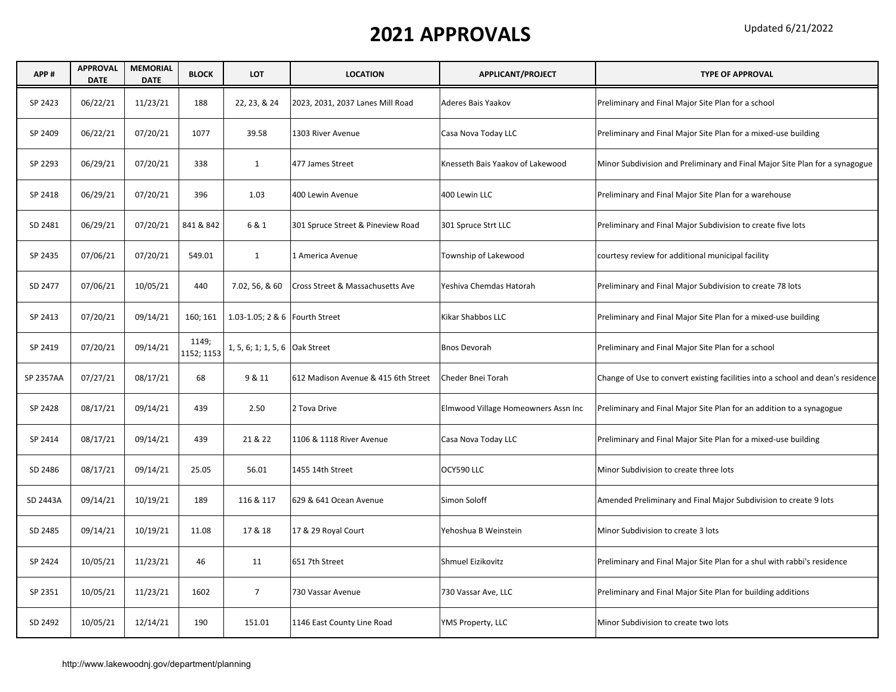# 2021 APPROVALS

Updated 6/21/2022

| APP # | APPROVAL DATE | MEMORIAL DATE | BLOCK | LOT | LOCATION | APPLICANT/PROJECT | TYPE OF APPROVAL |
|---|---|---|---|---|---|---|---|
| SP 2423 | 06/22/21 | 11/23/21 | 188 | 22, 23, & 24 | 2023, 2031, 2037 Lanes Mill Road | Aderes Bais Yaakov | Preliminary and Final Major Site Plan for a school |
| SP 2409 | 06/22/21 | 07/20/21 | 1077 | 39.58 | 1303 River Avenue | Casa Nova Today LLC | Preliminary and Final Major Site Plan for a mixed-use building |
| SP 2293 | 06/29/21 | 07/20/21 | 338 | 1 | 477 James Street | Knesseth Bais Yaakov of Lakewood | Minor Subdivision and Preliminary and Final Major Site Plan for a synagogue |
| SP 2418 | 06/29/21 | 07/20/21 | 396 | 1.03 | 400 Lewin Avenue | 400 Lewin LLC | Preliminary and Final Major Site Plan for a warehouse |
| SD 2481 | 06/29/21 | 07/20/21 | 841 & 842 | 6 & 1 | 301 Spruce Street & Pineview Road | 301 Spruce Strt LLC | Preliminary and Final Major Subdivision to create five lots |
| SP 2435 | 07/06/21 | 07/20/21 | 549.01 | 1 | 1 America Avenue | Township of Lakewood | courtesy review for additional municipal facility |
| SD 2477 | 07/06/21 | 10/05/21 | 440 | 7.02, 56, & 60 | Cross Street & Massachusetts Ave | Yeshiva Chemdas Hatorah | Preliminary and Final Major Subdivision to create 78 lots |
| SP 2413 | 07/20/21 | 09/14/21 | 160; 161 | 1.03-1.05; 2 & 6 | Fourth Street | Kikar Shabbos LLC | Preliminary and Final Major Site Plan for a mixed-use building |
| SP 2419 | 07/20/21 | 09/14/21 | 1149; 1152; 1153 | 1, 5, 6; 1; 1, 5, 6 | Oak Street | Bnos Devorah | Preliminary and Final Major Site Plan for a school |
| SP 2357AA | 07/27/21 | 08/17/21 | 68 | 9 & 11 | 612 Madison Avenue & 415 6th Street | Cheder Bnei Torah | Change of Use to convert existing facilities into a school and dean's residence |
| SP 2428 | 08/17/21 | 09/14/21 | 439 | 2.50 | 2 Tova Drive | Elmwood Village Homeowners Assn Inc | Preliminary and Final Major Site Plan for an addition to a synagogue |
| SP 2414 | 08/17/21 | 09/14/21 | 439 | 21 & 22 | 1106 & 1118 River Avenue | Casa Nova Today LLC | Preliminary and Final Major Site Plan for a mixed-use building |
| SD 2486 | 08/17/21 | 09/14/21 | 25.05 | 56.01 | 1455 14th Street | OCY590 LLC | Minor Subdivision to create three lots |
| SD 2443A | 09/14/21 | 10/19/21 | 189 | 116 & 117 | 629 & 641 Ocean Avenue | Simon Soloff | Amended Preliminary and Final Major Subdivision to create 9 lots |
| SD 2485 | 09/14/21 | 10/19/21 | 11.08 | 17 & 18 | 17 & 29 Royal Court | Yehoshua B Weinstein | Minor Subdivision to create 3 lots |
| SP 2424 | 10/05/21 | 11/23/21 | 46 | 11 | 651 7th Street | Shmuel Eizikovitz | Preliminary and Final Major Site Plan for a shul with rabbi's residence |
| SP 2351 | 10/05/21 | 11/23/21 | 1602 | 7 | 730 Vassar Avenue | 730 Vassar Ave, LLC | Preliminary and Final Major Site Plan for building additions |
| SD 2492 | 10/05/21 | 12/14/21 | 190 | 151.01 | 1146 East County Line Road | YMS Property, LLC | Minor Subdivision to create two lots |

http://www.lakewoodnj.gov/department/planning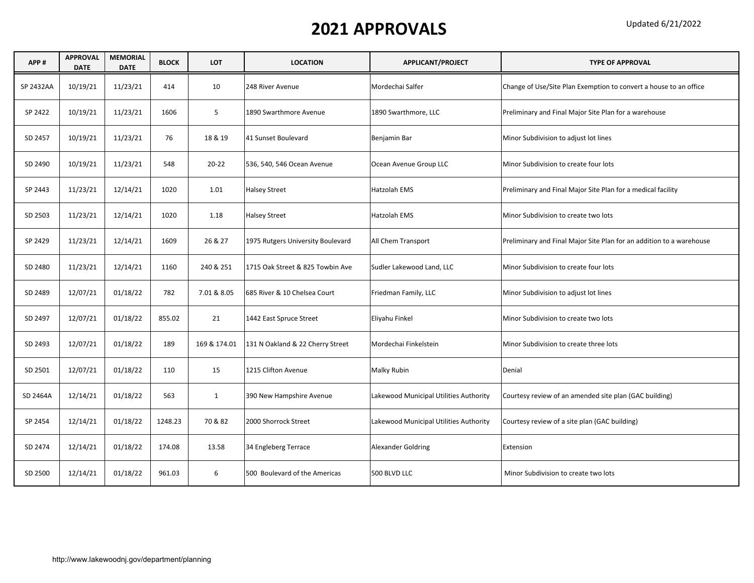# 2021 APPROVALS

Updated 6/21/2022

| APP # | APPROVAL DATE | MEMORIAL DATE | BLOCK | LOT | LOCATION | APPLICANT/PROJECT | TYPE OF APPROVAL |
|---|---|---|---|---|---|---|---|
| SP 2432AA | 10/19/21 | 11/23/21 | 414 | 10 | 248 River Avenue | Mordechai Salfer | Change of Use/Site Plan Exemption to convert a house to an office |
| SP 2422 | 10/19/21 | 11/23/21 | 1606 | 5 | 1890 Swarthmore Avenue | 1890 Swarthmore, LLC | Preliminary and Final Major Site Plan for a warehouse |
| SD 2457 | 10/19/21 | 11/23/21 | 76 | 18 & 19 | 41 Sunset Boulevard | Benjamin Bar | Minor Subdivision to adjust lot lines |
| SD 2490 | 10/19/21 | 11/23/21 | 548 | 20-22 | 536, 540, 546 Ocean Avenue | Ocean Avenue Group LLC | Minor Subdivision to create four lots |
| SP 2443 | 11/23/21 | 12/14/21 | 1020 | 1.01 | Halsey Street | Hatzolah EMS | Preliminary and Final Major Site Plan for a medical facility |
| SD 2503 | 11/23/21 | 12/14/21 | 1020 | 1.18 | Halsey Street | Hatzolah EMS | Minor Subdivision to create two lots |
| SP 2429 | 11/23/21 | 12/14/21 | 1609 | 26 & 27 | 1975 Rutgers University Boulevard | All Chem Transport | Preliminary and Final Major Site Plan for an addition to a warehouse |
| SD 2480 | 11/23/21 | 12/14/21 | 1160 | 240 & 251 | 1715 Oak Street & 825 Towbin Ave | Sudler Lakewood Land, LLC | Minor Subdivision to create four lots |
| SD 2489 | 12/07/21 | 01/18/22 | 782 | 7.01 & 8.05 | 685 River & 10 Chelsea Court | Friedman Family, LLC | Minor Subdivision to adjust lot lines |
| SD 2497 | 12/07/21 | 01/18/22 | 855.02 | 21 | 1442 East Spruce Street | Eliyahu Finkel | Minor Subdivision to create two lots |
| SD 2493 | 12/07/21 | 01/18/22 | 189 | 169 & 174.01 | 131 N Oakland & 22 Cherry Street | Mordechai Finkelstein | Minor Subdivision to create three lots |
| SD 2501 | 12/07/21 | 01/18/22 | 110 | 15 | 1215 Clifton Avenue | Malky Rubin | Denial |
| SD 2464A | 12/14/21 | 01/18/22 | 563 | 1 | 390 New Hampshire Avenue | Lakewood Municipal Utilities Authority | Courtesy review of an amended site plan (GAC building) |
| SP 2454 | 12/14/21 | 01/18/22 | 1248.23 | 70 & 82 | 2000 Shorrock Street | Lakewood Municipal Utilities Authority | Courtesy review of a site plan (GAC building) |
| SD 2474 | 12/14/21 | 01/18/22 | 174.08 | 13.58 | 34 Engleberg Terrace | Alexander Goldring | Extension |
| SD 2500 | 12/14/21 | 01/18/22 | 961.03 | 6 | 500 Boulevard of the Americas | 500 BLVD LLC | Minor Subdivision to create two lots |

http://www.lakewoodnj.gov/department/planning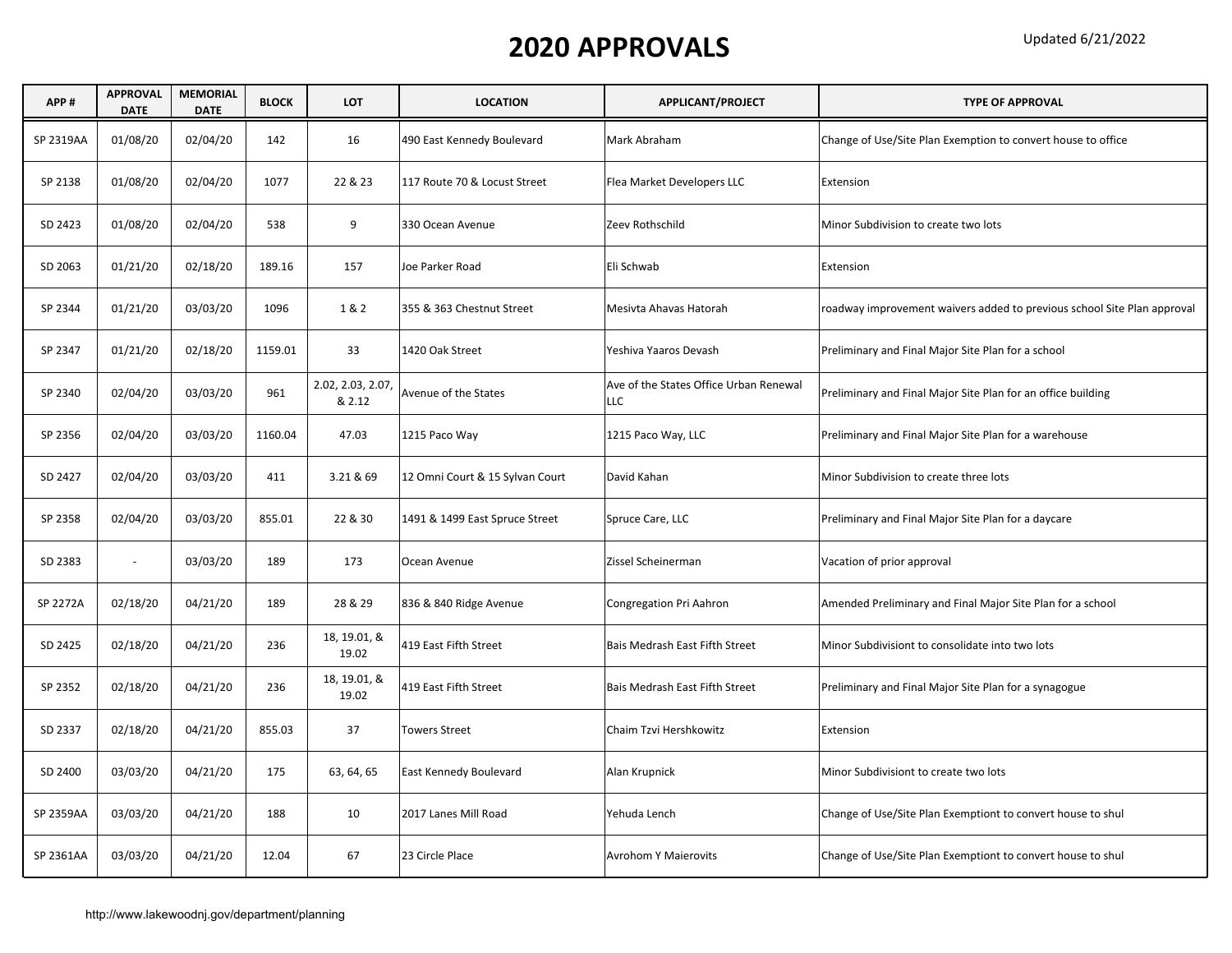# 2020 APPROVALS

Updated 6/21/2022

| APP # | APPROVAL DATE | MEMORIAL DATE | BLOCK | LOT | LOCATION | APPLICANT/PROJECT | TYPE OF APPROVAL |
|---|---|---|---|---|---|---|---|
| SP 2319AA | 01/08/20 | 02/04/20 | 142 | 16 | 490 East Kennedy Boulevard | Mark Abraham | Change of Use/Site Plan Exemption to convert house to office |
| SP 2138 | 01/08/20 | 02/04/20 | 1077 | 22 & 23 | 117 Route 70 & Locust Street | Flea Market Developers LLC | Extension |
| SD 2423 | 01/08/20 | 02/04/20 | 538 | 9 | 330 Ocean Avenue | Zeev Rothschild | Minor Subdivision to create two lots |
| SD 2063 | 01/21/20 | 02/18/20 | 189.16 | 157 | Joe Parker Road | Eli Schwab | Extension |
| SP 2344 | 01/21/20 | 03/03/20 | 1096 | 1 & 2 | 355 & 363 Chestnut Street | Mesivta Ahavas Hatorah | roadway improvement waivers added to previous school Site Plan approval |
| SP 2347 | 01/21/20 | 02/18/20 | 1159.01 | 33 | 1420 Oak Street | Yeshiva Yaaros Devash | Preliminary and Final Major Site Plan for a school |
| SP 2340 | 02/04/20 | 03/03/20 | 961 | 2.02, 2.03, 2.07, & 2.12 | Avenue of the States | Ave of the States Office Urban Renewal LLC | Preliminary and Final Major Site Plan for an office building |
| SP 2356 | 02/04/20 | 03/03/20 | 1160.04 | 47.03 | 1215 Paco Way | 1215 Paco Way, LLC | Preliminary and Final Major Site Plan for a warehouse |
| SD 2427 | 02/04/20 | 03/03/20 | 411 | 3.21 & 69 | 12 Omni Court & 15 Sylvan Court | David Kahan | Minor Subdivision to create three lots |
| SP 2358 | 02/04/20 | 03/03/20 | 855.01 | 22 & 30 | 1491 & 1499 East Spruce Street | Spruce Care, LLC | Preliminary and Final Major Site Plan for a daycare |
| SD 2383 | - | 03/03/20 | 189 | 173 | Ocean Avenue | Zissel Scheinerman | Vacation of prior approval |
| SP 2272A | 02/18/20 | 04/21/20 | 189 | 28 & 29 | 836 & 840 Ridge Avenue | Congregation Pri Aahron | Amended Preliminary and Final Major Site Plan for a school |
| SD 2425 | 02/18/20 | 04/21/20 | 236 | 18, 19.01, & 19.02 | 419 East Fifth Street | Bais Medrash East Fifth Street | Minor Subdivisiont to consolidate into two lots |
| SP 2352 | 02/18/20 | 04/21/20 | 236 | 18, 19.01, & 19.02 | 419 East Fifth Street | Bais Medrash East Fifth Street | Preliminary and Final Major Site Plan for a synagogue |
| SD 2337 | 02/18/20 | 04/21/20 | 855.03 | 37 | Towers Street | Chaim Tzvi Hershkowitz | Extension |
| SD 2400 | 03/03/20 | 04/21/20 | 175 | 63, 64, 65 | East Kennedy Boulevard | Alan Krupnick | Minor Subdivisiont to create two lots |
| SP 2359AA | 03/03/20 | 04/21/20 | 188 | 10 | 2017 Lanes Mill Road | Yehuda Lench | Change of Use/Site Plan Exemptiont to convert house to shul |
| SP 2361AA | 03/03/20 | 04/21/20 | 12.04 | 67 | 23 Circle Place | Avrohom Y Maierovits | Change of Use/Site Plan Exemptiont to convert house to shul |

http://www.lakewoodnj.gov/department/planning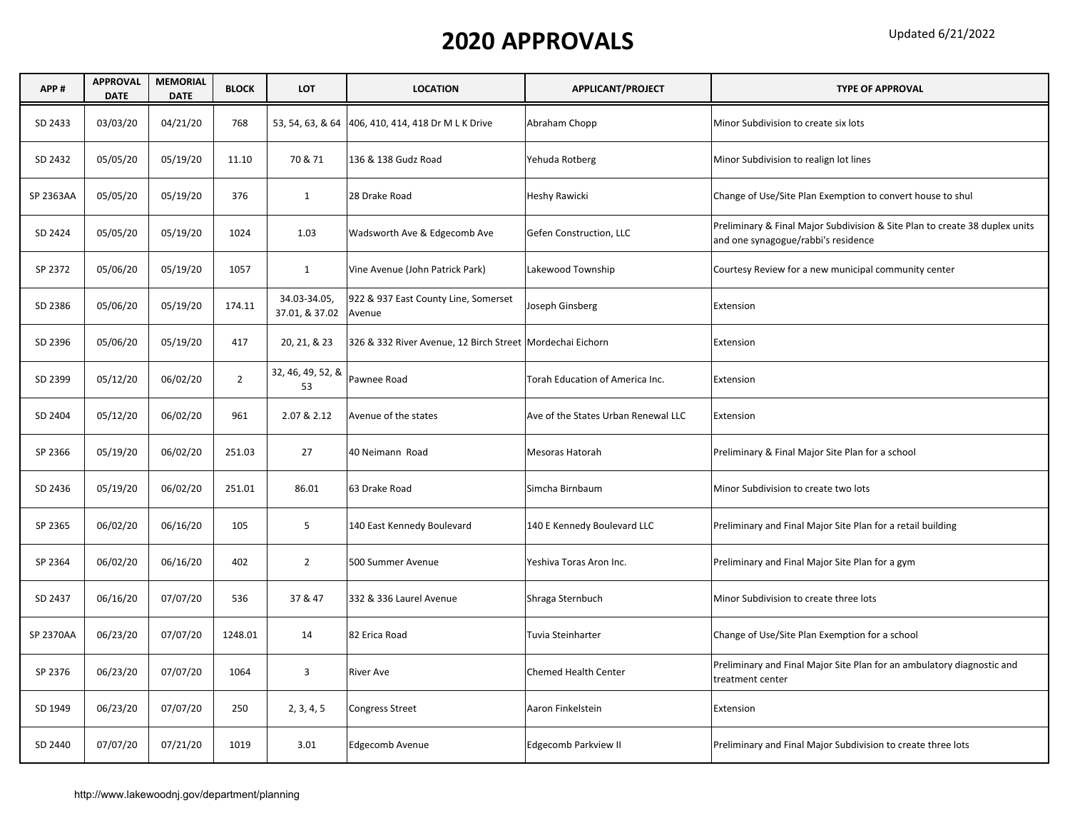# 2020 APPROVALS

Updated 6/21/2022

| APP # | APPROVAL DATE | MEMORIAL DATE | BLOCK | LOT | LOCATION | APPLICANT/PROJECT | TYPE OF APPROVAL |
|---|---|---|---|---|---|---|---|
| SD 2433 | 03/03/20 | 04/21/20 | 768 | 53, 54, 63, & 64 | 406, 410, 414, 418 Dr M L K Drive | Abraham Chopp | Minor Subdivision to create six lots |
| SD 2432 | 05/05/20 | 05/19/20 | 11.10 | 70 & 71 | 136 & 138 Gudz Road | Yehuda Rotberg | Minor Subdivision to realign lot lines |
| SP 2363AA | 05/05/20 | 05/19/20 | 376 | 1 | 28 Drake Road | Heshy Rawicki | Change of Use/Site Plan Exemption to convert house to shul |
| SD 2424 | 05/05/20 | 05/19/20 | 1024 | 1.03 | Wadsworth Ave & Edgecomb Ave | Gefen Construction, LLC | Preliminary & Final Major Subdivision & Site Plan to create 38 duplex units and one synagogue/rabbi's residence |
| SP 2372 | 05/06/20 | 05/19/20 | 1057 | 1 | Vine Avenue (John Patrick Park) | Lakewood Township | Courtesy Review for a new municipal community center |
| SD 2386 | 05/06/20 | 05/19/20 | 174.11 | 34.03-34.05, 37.01, & 37.02 | 922 & 937 East County Line, Somerset Avenue | Joseph Ginsberg | Extension |
| SD 2396 | 05/06/20 | 05/19/20 | 417 | 20, 21, & 23 | 326 & 332 River Avenue, 12 Birch Street | Mordechai Eichorn | Extension |
| SD 2399 | 05/12/20 | 06/02/20 | 2 | 32, 46, 49, 52, & 53 | Pawnee Road | Torah Education of America Inc. | Extension |
| SD 2404 | 05/12/20 | 06/02/20 | 961 | 2.07 & 2.12 | Avenue of the states | Ave of the States Urban Renewal LLC | Extension |
| SP 2366 | 05/19/20 | 06/02/20 | 251.03 | 27 | 40 Neimann Road | Mesoras Hatorah | Preliminary & Final Major Site Plan for a school |
| SD 2436 | 05/19/20 | 06/02/20 | 251.01 | 86.01 | 63 Drake Road | Simcha Birnbaum | Minor Subdivision to create two lots |
| SP 2365 | 06/02/20 | 06/16/20 | 105 | 5 | 140 East Kennedy Boulevard | 140 E Kennedy Boulevard LLC | Preliminary and Final Major Site Plan for a retail building |
| SP 2364 | 06/02/20 | 06/16/20 | 402 | 2 | 500 Summer Avenue | Yeshiva Toras Aron Inc. | Preliminary and Final Major Site Plan for a gym |
| SD 2437 | 06/16/20 | 07/07/20 | 536 | 37 & 47 | 332 & 336 Laurel Avenue | Shraga Sternbuch | Minor Subdivision to create three lots |
| SP 2370AA | 06/23/20 | 07/07/20 | 1248.01 | 14 | 82 Erica Road | Tuvia Steinharter | Change of Use/Site Plan Exemption for a school |
| SP 2376 | 06/23/20 | 07/07/20 | 1064 | 3 | River Ave | Chemed Health Center | Preliminary and Final Major Site Plan for an ambulatory diagnostic and treatment center |
| SD 1949 | 06/23/20 | 07/07/20 | 250 | 2, 3, 4, 5 | Congress Street | Aaron Finkelstein | Extension |
| SD 2440 | 07/07/20 | 07/21/20 | 1019 | 3.01 | Edgecomb Avenue | Edgecomb Parkview II | Preliminary and Final Major Subdivision to create three lots |

http://www.lakewoodnj.gov/department/planning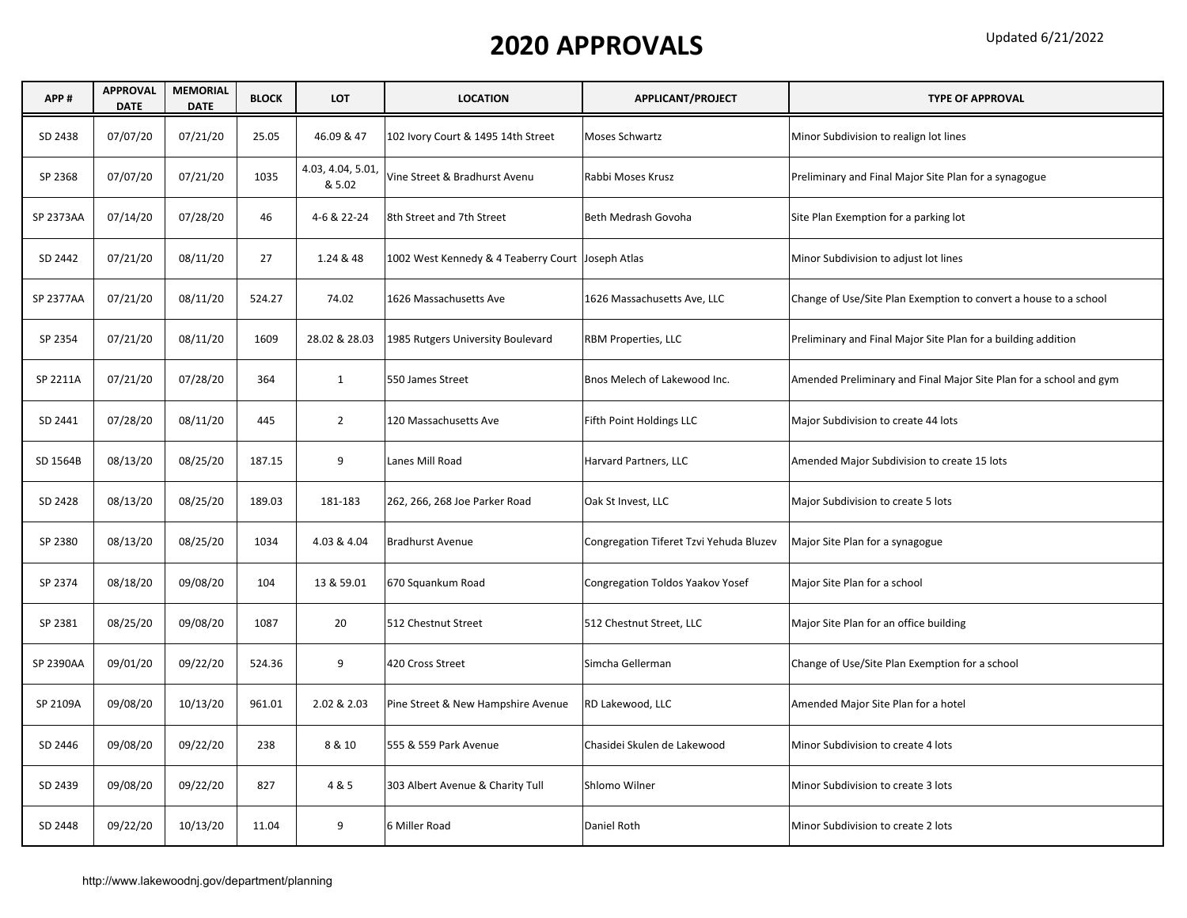# 2020 APPROVALS

Updated 6/21/2022

| APP # | APPROVAL DATE | MEMORIAL DATE | BLOCK | LOT | LOCATION | APPLICANT/PROJECT | TYPE OF APPROVAL |
|---|---|---|---|---|---|---|---|
| SD 2438 | 07/07/20 | 07/21/20 | 25.05 | 46.09 & 47 | 102 Ivory Court & 1495 14th Street | Moses Schwartz | Minor Subdivision to realign lot lines |
| SP 2368 | 07/07/20 | 07/21/20 | 1035 | 4.03, 4.04, 5.01, & 5.02 | Vine Street & Bradhurst Avenu | Rabbi Moses Krusz | Preliminary and Final Major Site Plan for a synagogue |
| SP 2373AA | 07/14/20 | 07/28/20 | 46 | 4-6 & 22-24 | 8th Street and 7th Street | Beth Medrash Govoha | Site Plan Exemption for a parking lot |
| SD 2442 | 07/21/20 | 08/11/20 | 27 | 1.24 & 48 | 1002 West Kennedy & 4 Teaberry Court | Joseph Atlas | Minor Subdivision to adjust lot lines |
| SP 2377AA | 07/21/20 | 08/11/20 | 524.27 | 74.02 | 1626 Massachusetts Ave | 1626 Massachusetts Ave, LLC | Change of Use/Site Plan Exemption to convert a house to a school |
| SP 2354 | 07/21/20 | 08/11/20 | 1609 | 28.02 & 28.03 | 1985 Rutgers University Boulevard | RBM Properties, LLC | Preliminary and Final Major Site Plan for a building addition |
| SP 2211A | 07/21/20 | 07/28/20 | 364 | 1 | 550 James Street | Bnos Melech of Lakewood Inc. | Amended Preliminary and Final Major Site Plan for a school and gym |
| SD 2441 | 07/28/20 | 08/11/20 | 445 | 2 | 120 Massachusetts Ave | Fifth Point Holdings LLC | Major Subdivision to create 44 lots |
| SD 1564B | 08/13/20 | 08/25/20 | 187.15 | 9 | Lanes Mill Road | Harvard Partners, LLC | Amended Major Subdivision to create 15 lots |
| SD 2428 | 08/13/20 | 08/25/20 | 189.03 | 181-183 | 262, 266, 268 Joe Parker Road | Oak St Invest, LLC | Major Subdivision to create 5 lots |
| SP 2380 | 08/13/20 | 08/25/20 | 1034 | 4.03 & 4.04 | Bradhurst Avenue | Congregation Tiferet Tzvi Yehuda Bluzev | Major Site Plan for a synagogue |
| SP 2374 | 08/18/20 | 09/08/20 | 104 | 13 & 59.01 | 670 Squankum Road | Congregation Toldos Yaakov Yosef | Major Site Plan for a school |
| SP 2381 | 08/25/20 | 09/08/20 | 1087 | 20 | 512 Chestnut Street | 512 Chestnut Street, LLC | Major Site Plan for an office building |
| SP 2390AA | 09/01/20 | 09/22/20 | 524.36 | 9 | 420 Cross Street | Simcha Gellerman | Change of Use/Site Plan Exemption for a school |
| SP 2109A | 09/08/20 | 10/13/20 | 961.01 | 2.02 & 2.03 | Pine Street & New Hampshire Avenue | RD Lakewood, LLC | Amended Major Site Plan for a hotel |
| SD 2446 | 09/08/20 | 09/22/20 | 238 | 8 & 10 | 555 & 559 Park Avenue | Chasidei Skulen de Lakewood | Minor Subdivision to create 4 lots |
| SD 2439 | 09/08/20 | 09/22/20 | 827 | 4 & 5 | 303 Albert Avenue & Charity Tull | Shlomo Wilner | Minor Subdivision to create 3 lots |
| SD 2448 | 09/22/20 | 10/13/20 | 11.04 | 9 | 6 Miller Road | Daniel Roth | Minor Subdivision to create 2 lots |

http://www.lakewoodnj.gov/department/planning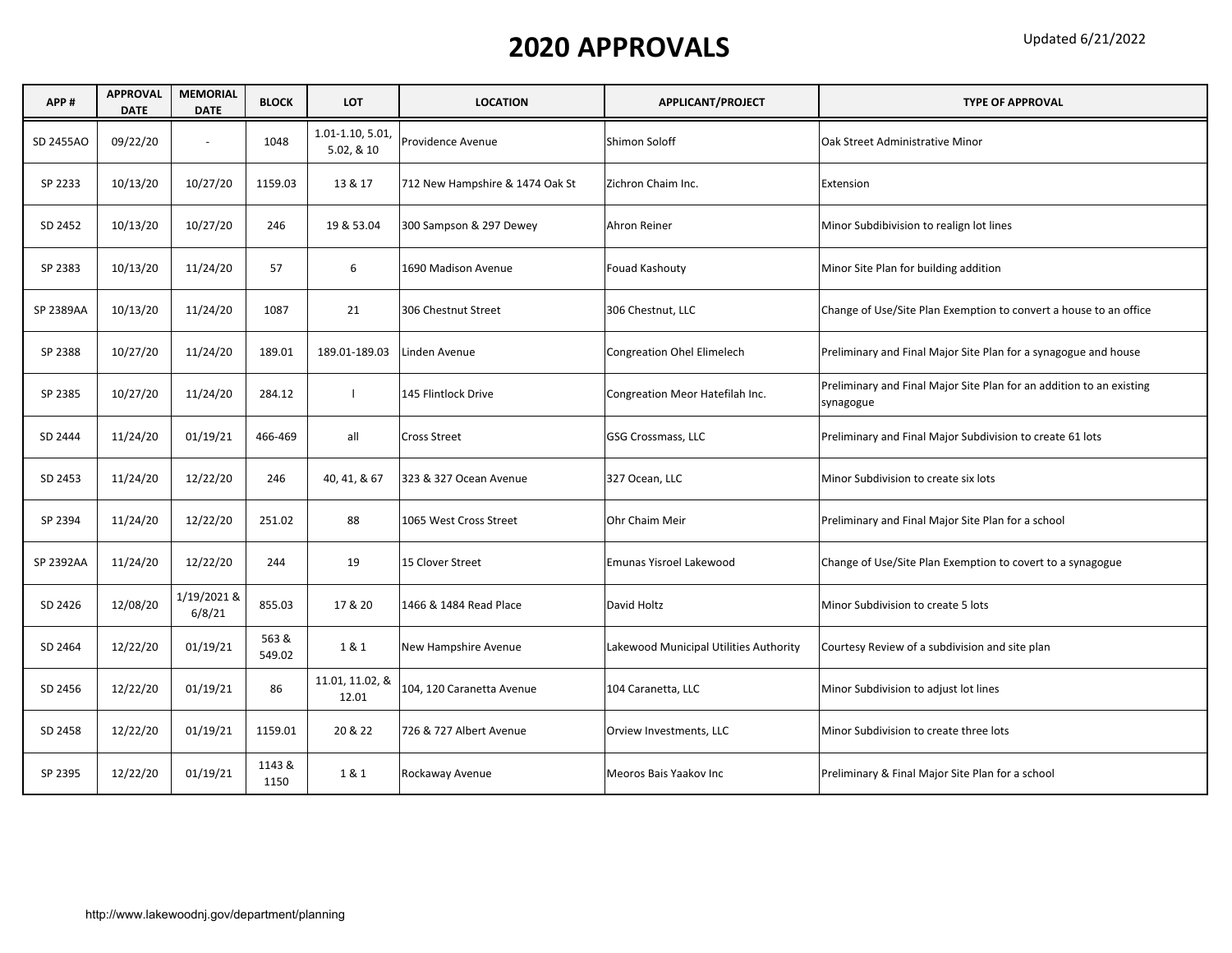# 2020 APPROVALS

Updated 6/21/2022

| APP # | APPROVAL DATE | MEMORIAL DATE | BLOCK | LOT | LOCATION | APPLICANT/PROJECT | TYPE OF APPROVAL |
|---|---|---|---|---|---|---|---|
| SD 2455AO | 09/22/20 | - | 1048 | 1.01-1.10, 5.01, 5.02, & 10 | Providence Avenue | Shimon Soloff | Oak Street Administrative Minor |
| SP 2233 | 10/13/20 | 10/27/20 | 1159.03 | 13 & 17 | 712 New Hampshire & 1474 Oak St | Zichron Chaim Inc. | Extension |
| SD 2452 | 10/13/20 | 10/27/20 | 246 | 19 & 53.04 | 300 Sampson & 297 Dewey | Ahron Reiner | Minor Subdibivision to realign lot lines |
| SP 2383 | 10/13/20 | 11/24/20 | 57 | 6 | 1690 Madison Avenue | Fouad Kashouty | Minor Site Plan for building addition |
| SP 2389AA | 10/13/20 | 11/24/20 | 1087 | 21 | 306 Chestnut Street | 306 Chestnut, LLC | Change of Use/Site Plan Exemption to convert a house to an office |
| SP 2388 | 10/27/20 | 11/24/20 | 189.01 | 189.01-189.03 | Linden Avenue | Congregation Ohel Elimelech | Preliminary and Final Major Site Plan for a synagogue and house |
| SP 2385 | 10/27/20 | 11/24/20 | 284.12 | l | 145 Flintlock Drive | Congregation Meor Hatefilah Inc. | Preliminary and Final Major Site Plan for an addition to an existing synagogue |
| SD 2444 | 11/24/20 | 01/19/21 | 466-469 | all | Cross Street | GSG Crossmass, LLC | Preliminary and Final Major Subdivision to create 61 lots |
| SD 2453 | 11/24/20 | 12/22/20 | 246 | 40, 41, & 67 | 323 & 327 Ocean Avenue | 327 Ocean, LLC | Minor Subdivision to create six lots |
| SP 2394 | 11/24/20 | 12/22/20 | 251.02 | 88 | 1065 West Cross Street | Ohr Chaim Meir | Preliminary and Final Major Site Plan for a school |
| SP 2392AA | 11/24/20 | 12/22/20 | 244 | 19 | 15 Clover Street | Emunas Yisroel Lakewood | Change of Use/Site Plan Exemption to covert to a synagogue |
| SD 2426 | 12/08/20 | 1/19/2021 & 6/8/21 | 855.03 | 17 & 20 | 1466 & 1484 Read Place | David Holtz | Minor Subdivision to create 5 lots |
| SD 2464 | 12/22/20 | 01/19/21 | 563 & 549.02 | 1 & 1 | New Hampshire Avenue | Lakewood Municipal Utilities Authority | Courtesy Review of a subdivision and site plan |
| SD 2456 | 12/22/20 | 01/19/21 | 86 | 11.01, 11.02, & 12.01 | 104, 120 Caranetta Avenue | 104 Caranetta, LLC | Minor Subdivision to adjust lot lines |
| SD 2458 | 12/22/20 | 01/19/21 | 1159.01 | 20 & 22 | 726 & 727 Albert Avenue | Orview Investments, LLC | Minor Subdivision to create three lots |
| SP 2395 | 12/22/20 | 01/19/21 | 1143 & 1150 | 1 & 1 | Rockaway Avenue | Meoros Bais Yaakov Inc | Preliminary & Final Major Site Plan for a school |

http://www.lakewoodnj.gov/department/planning